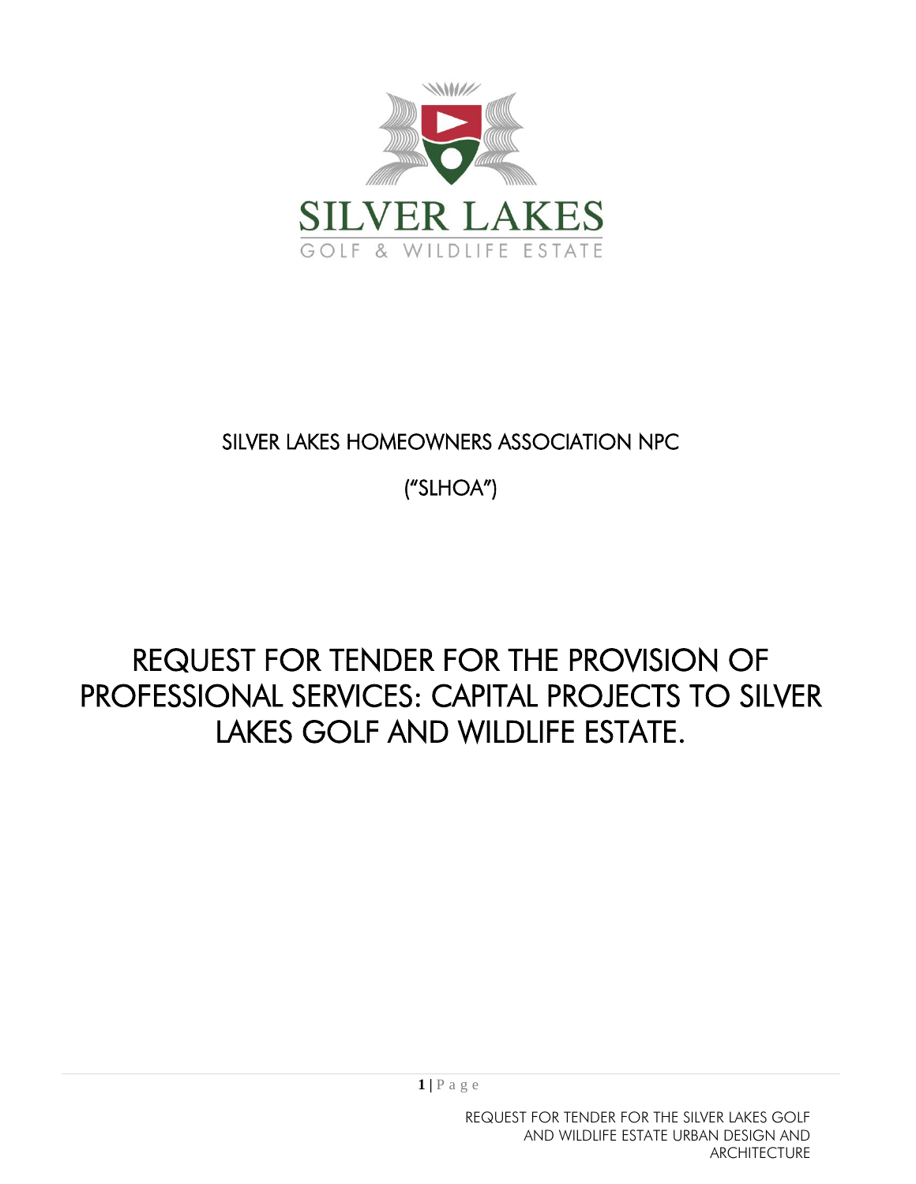SILVER LAKES GOLF & WILDLIFE ESTATE

SILVER LAKES HOMEOWNERS ASSOCIATION NPC

("SLHOA")

# REQUEST FOR TENDER FOR THE PROVISION OF PROFESSIONAL SERVICES: CAPITAL PROJECTS TO SILVER LAKES GOLF AND WILDLIFE ESTATE.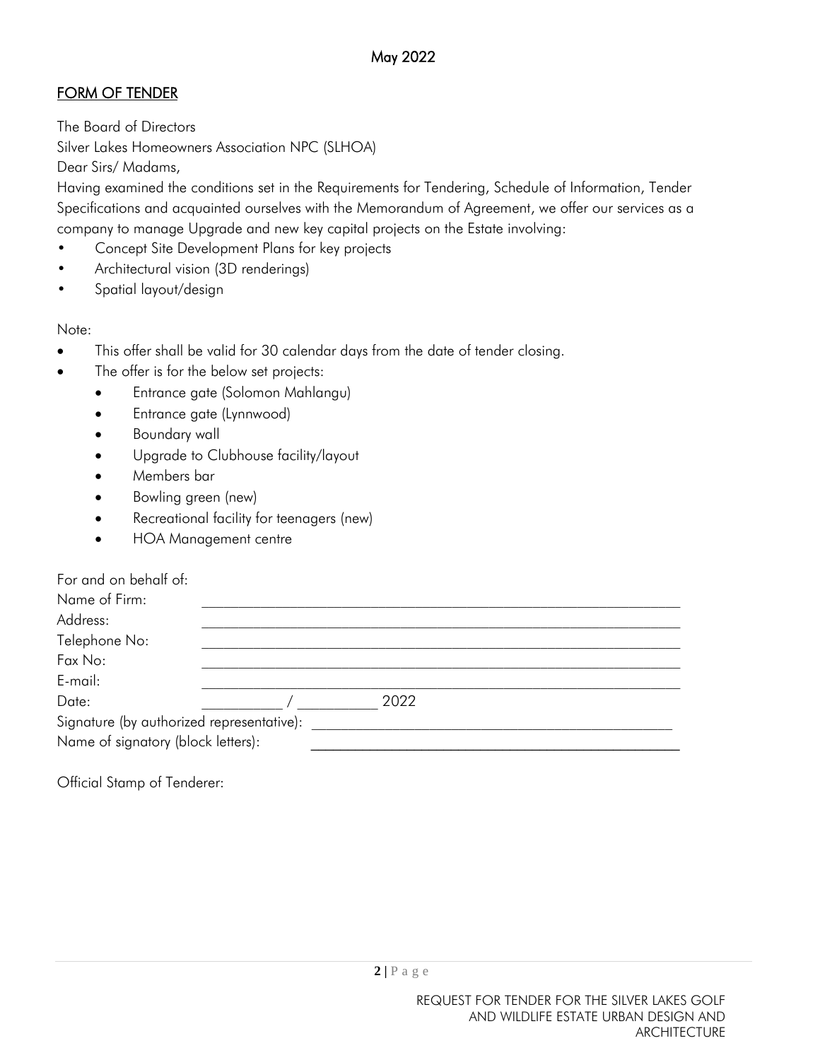May 2022

## FORM OF TENDER

The Board of Directors

Silver Lakes Homeowners Association NPC (SLHOA)

Dear Sirs/ Madams,

Having examined the conditions set in the Requirements for Tendering, Schedule of Information, Tender Specifications and acquainted ourselves with the Memorandum of Agreement, we offer our services as a company to manage Upgrade and new key capital projects on the Estate involving:

- Concept Site Development Plans for key projects
- Architectural vision (3D renderings)
- Spatial layout/design

Note:

- This offer shall be valid for 30 calendar days from the date of tender closing.
- The offer is for the below set projects:
  - Entrance gate (Solomon Mahlangu)
  - Entrance gate (Lynnwood)
  - Boundary wall
  - Upgrade to Clubhouse facility/layout
  - Members bar
  - Bowling green (new)
  - Recreational facility for teenagers (new)
  - HOA Management centre

For and on behalf of:

Name of Firm: ______________________________________________

Address: ______________________________________________

Telephone No: ______________________________________________

Fax No: ______________________________________________

E-mail: ______________________________________________

Date: __________ / __________ 2022

Signature (by authorized representative): ______________________________________________

Name of signatory (block letters): ______________________________________________

Official Stamp of Tenderer: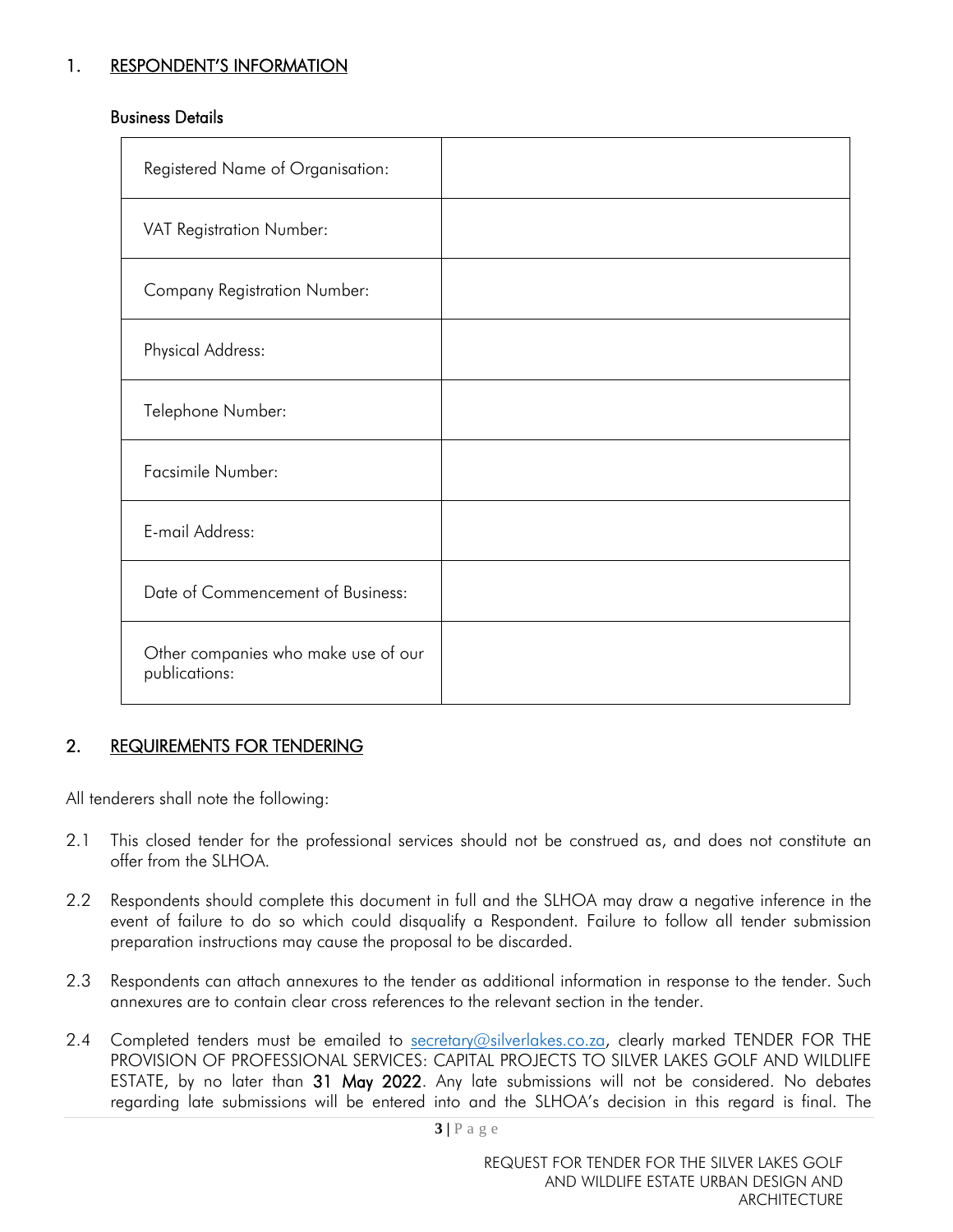## 1. RESPONDENT'S INFORMATION

### Business Details

| | |
|---|---|
| Registered Name of Organisation: | |
| VAT Registration Number: | |
| Company Registration Number: | |
| Physical Address: | |
| Telephone Number: | |
| Facsimile Number: | |
| E-mail Address: | |
| Date of Commencement of Business: | |
| Other companies who make use of our publications: | |

## 2. REQUIREMENTS FOR TENDERING

All tenderers shall note the following:

2.1 This closed tender for the professional services should not be construed as, and does not constitute an offer from the SLHOA.

2.2 Respondents should complete this document in full and the SLHOA may draw a negative inference in the event of failure to do so which could disqualify a Respondent. Failure to follow all tender submission preparation instructions may cause the proposal to be discarded.

2.3 Respondents can attach annexures to the tender as additional information in response to the tender. Such annexures are to contain clear cross references to the relevant section in the tender.

2.4 Completed tenders must be emailed to secretary@silverlakes.co.za, clearly marked TENDER FOR THE PROVISION OF PROFESSIONAL SERVICES: CAPITAL PROJECTS TO SILVER LAKES GOLF AND WILDLIFE ESTATE, by no later than **31 May 2022**. Any late submissions will not be considered. No debates regarding late submissions will be entered into and the SLHOA's decision in this regard is final. The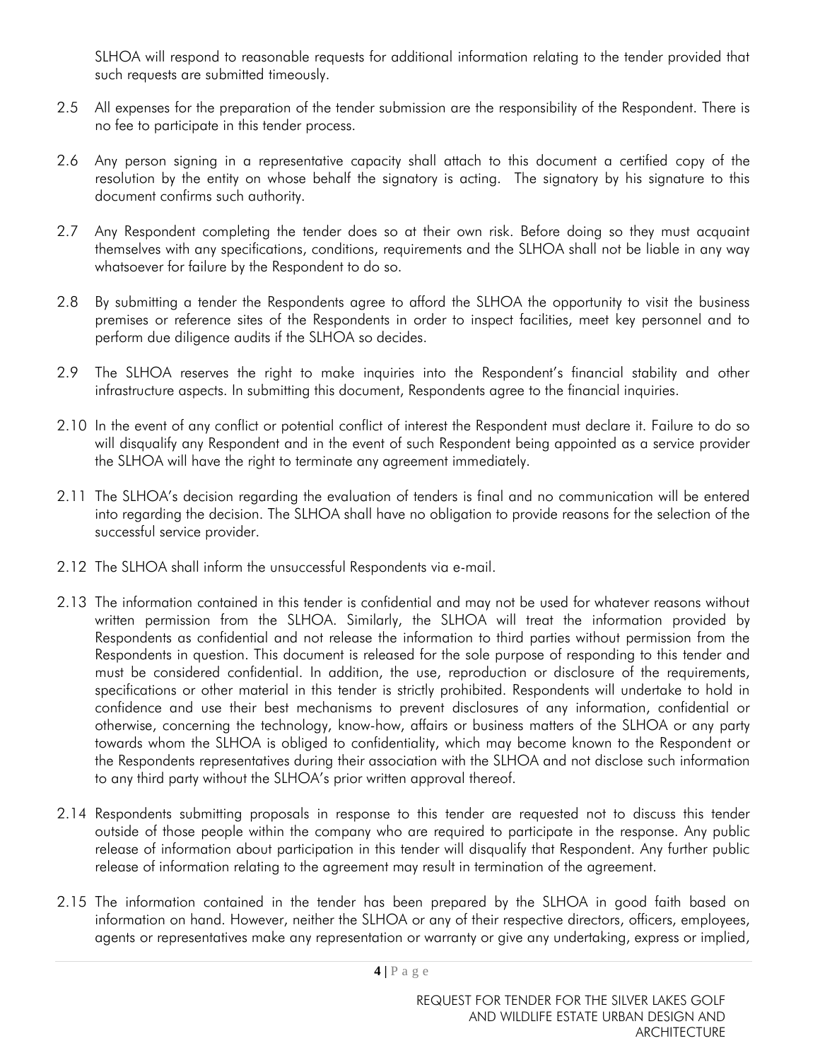SLHOA will respond to reasonable requests for additional information relating to the tender provided that such requests are submitted timeously.

2.5 All expenses for the preparation of the tender submission are the responsibility of the Respondent. There is no fee to participate in this tender process.

2.6 Any person signing in a representative capacity shall attach to this document a certified copy of the resolution by the entity on whose behalf the signatory is acting. The signatory by his signature to this document confirms such authority.

2.7 Any Respondent completing the tender does so at their own risk. Before doing so they must acquaint themselves with any specifications, conditions, requirements and the SLHOA shall not be liable in any way whatsoever for failure by the Respondent to do so.

2.8 By submitting a tender the Respondents agree to afford the SLHOA the opportunity to visit the business premises or reference sites of the Respondents in order to inspect facilities, meet key personnel and to perform due diligence audits if the SLHOA so decides.

2.9 The SLHOA reserves the right to make inquiries into the Respondent's financial stability and other infrastructure aspects. In submitting this document, Respondents agree to the financial inquiries.

2.10 In the event of any conflict or potential conflict of interest the Respondent must declare it. Failure to do so will disqualify any Respondent and in the event of such Respondent being appointed as a service provider the SLHOA will have the right to terminate any agreement immediately.

2.11 The SLHOA's decision regarding the evaluation of tenders is final and no communication will be entered into regarding the decision. The SLHOA shall have no obligation to provide reasons for the selection of the successful service provider.

2.12 The SLHOA shall inform the unsuccessful Respondents via e-mail.

2.13 The information contained in this tender is confidential and may not be used for whatever reasons without written permission from the SLHOA. Similarly, the SLHOA will treat the information provided by Respondents as confidential and not release the information to third parties without permission from the Respondents in question. This document is released for the sole purpose of responding to this tender and must be considered confidential. In addition, the use, reproduction or disclosure of the requirements, specifications or other material in this tender is strictly prohibited. Respondents will undertake to hold in confidence and use their best mechanisms to prevent disclosures of any information, confidential or otherwise, concerning the technology, know-how, affairs or business matters of the SLHOA or any party towards whom the SLHOA is obliged to confidentiality, which may become known to the Respondent or the Respondents representatives during their association with the SLHOA and not disclose such information to any third party without the SLHOA's prior written approval thereof.

2.14 Respondents submitting proposals in response to this tender are requested not to discuss this tender outside of those people within the company who are required to participate in the response. Any public release of information about participation in this tender will disqualify that Respondent. Any further public release of information relating to the agreement may result in termination of the agreement.

2.15 The information contained in the tender has been prepared by the SLHOA in good faith based on information on hand. However, neither the SLHOA or any of their respective directors, officers, employees, agents or representatives make any representation or warranty or give any undertaking, express or implied,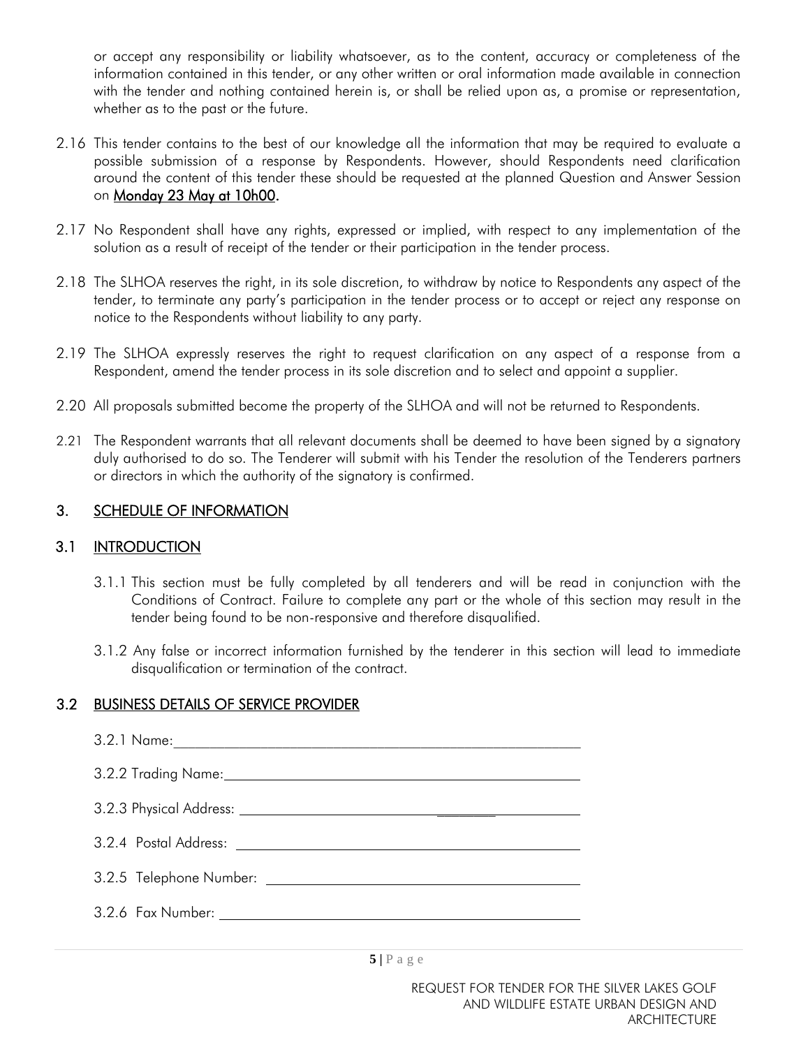or accept any responsibility or liability whatsoever, as to the content, accuracy or completeness of the information contained in this tender, or any other written or oral information made available in connection with the tender and nothing contained herein is, or shall be relied upon as, a promise or representation, whether as to the past or the future.

2.16 This tender contains to the best of our knowledge all the information that may be required to evaluate a possible submission of a response by Respondents. However, should Respondents need clarification around the content of this tender these should be requested at the planned Question and Answer Session on **Monday 23 May at 10h00.**

2.17 No Respondent shall have any rights, expressed or implied, with respect to any implementation of the solution as a result of receipt of the tender or their participation in the tender process.

2.18 The SLHOA reserves the right, in its sole discretion, to withdraw by notice to Respondents any aspect of the tender, to terminate any party's participation in the tender process or to accept or reject any response on notice to the Respondents without liability to any party.

2.19 The SLHOA expressly reserves the right to request clarification on any aspect of a response from a Respondent, amend the tender process in its sole discretion and to select and appoint a supplier.

2.20 All proposals submitted become the property of the SLHOA and will not be returned to Respondents.

2.21 The Respondent warrants that all relevant documents shall be deemed to have been signed by a signatory duly authorised to do so. The Tenderer will submit with his Tender the resolution of the Tenderers partners or directors in which the authority of the signatory is confirmed.

## 3. SCHEDULE OF INFORMATION

### 3.1 INTRODUCTION

3.1.1 This section must be fully completed by all tenderers and will be read in conjunction with the Conditions of Contract. Failure to complete any part or the whole of this section may result in the tender being found to be non-responsive and therefore disqualified.

3.1.2 Any false or incorrect information furnished by the tenderer in this section will lead to immediate disqualification or termination of the contract.

### 3.2 BUSINESS DETAILS OF SERVICE PROVIDER

3.2.1 Name: ______________________________

3.2.2 Trading Name: ______________________________

3.2.3 Physical Address: ______________________________

3.2.4 Postal Address: ______________________________

3.2.5 Telephone Number: ______________________________

3.2.6 Fax Number: ______________________________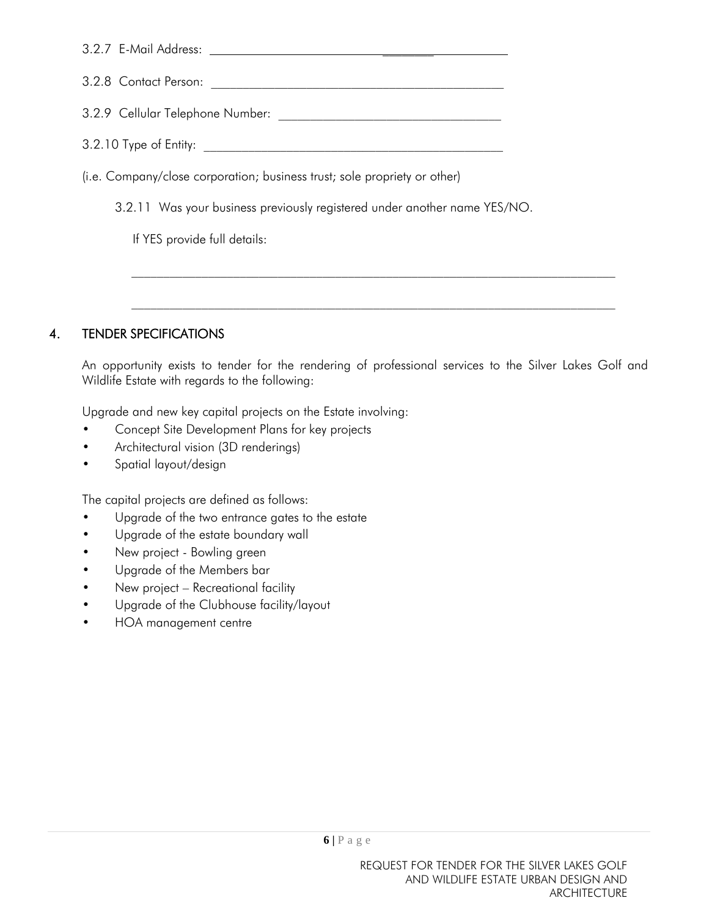3.2.7 E-Mail Address: ______________________________________

3.2.8 Contact Person: ______________________________________

3.2.9 Cellular Telephone Number: ______________________________

3.2.10 Type of Entity: ______________________________________

(i.e. Company/close corporation; business trust; sole propriety or other)

3.2.11 Was your business previously registered under another name YES/NO.

If YES provide full details:

______________________________________________________________________

______________________________________________________________________

## 4. TENDER SPECIFICATIONS

An opportunity exists to tender for the rendering of professional services to the Silver Lakes Golf and Wildlife Estate with regards to the following:

Upgrade and new key capital projects on the Estate involving:

- Concept Site Development Plans for key projects
- Architectural vision (3D renderings)
- Spatial layout/design

The capital projects are defined as follows:

- Upgrade of the two entrance gates to the estate
- Upgrade of the estate boundary wall
- New project - Bowling green
- Upgrade of the Members bar
- New project – Recreational facility
- Upgrade of the Clubhouse facility/layout
- HOA management centre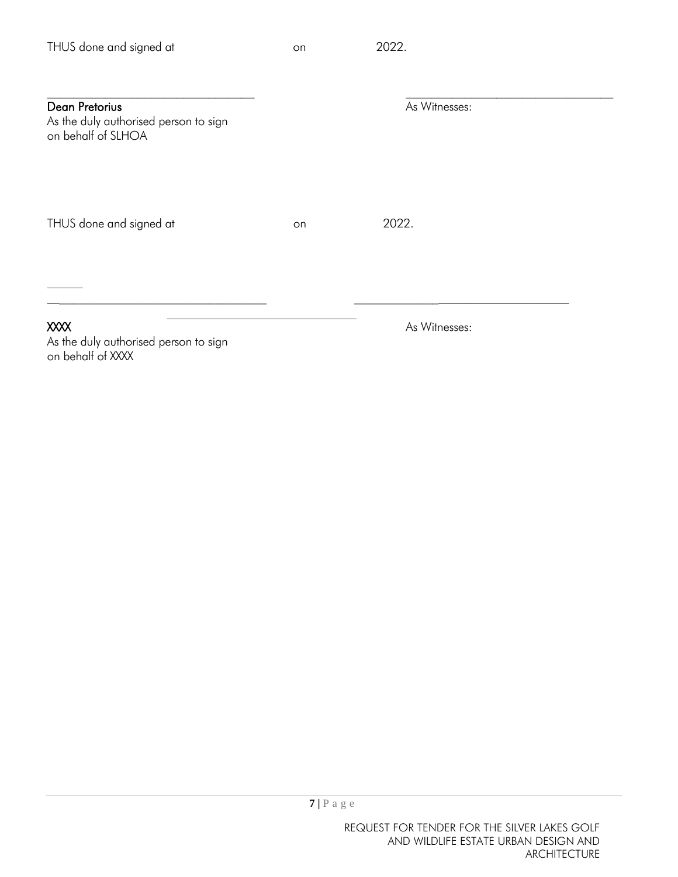THUS done and signed at on 2022.

\_\_\_\_\_\_\_\_\_\_\_\_\_\_\_\_\_\_\_\_\_\_\_\_\_\_\_\_\_\_\_\_\_\_\_\_ \_\_\_\_\_\_\_\_\_\_\_\_\_\_\_\_\_\_\_\_\_\_\_\_\_\_\_\_\_\_\_\_\_\_\_\_

**Dean Pretorius**
As the duly authorised person to sign on behalf of SLHOA

As Witnesses:

THUS done and signed at on 2022.

\_\_\_\_\_\_\_\_\_\_\_\_\_\_\_\_\_\_\_\_\_\_\_\_\_\_\_\_\_\_\_\_\_\_\_\_ \_\_\_\_\_\_\_\_\_\_\_\_\_\_\_\_\_\_\_\_\_\_\_\_\_\_\_\_\_\_\_\_\_\_\_\_

\_\_\_\_\_\_\_\_\_\_\_\_\_\_\_\_\_\_\_\_\_\_\_\_\_\_\_\_\_\_\_\_

**XXXX**
As the duly authorised person to sign on behalf of XXXX

As Witnesses: